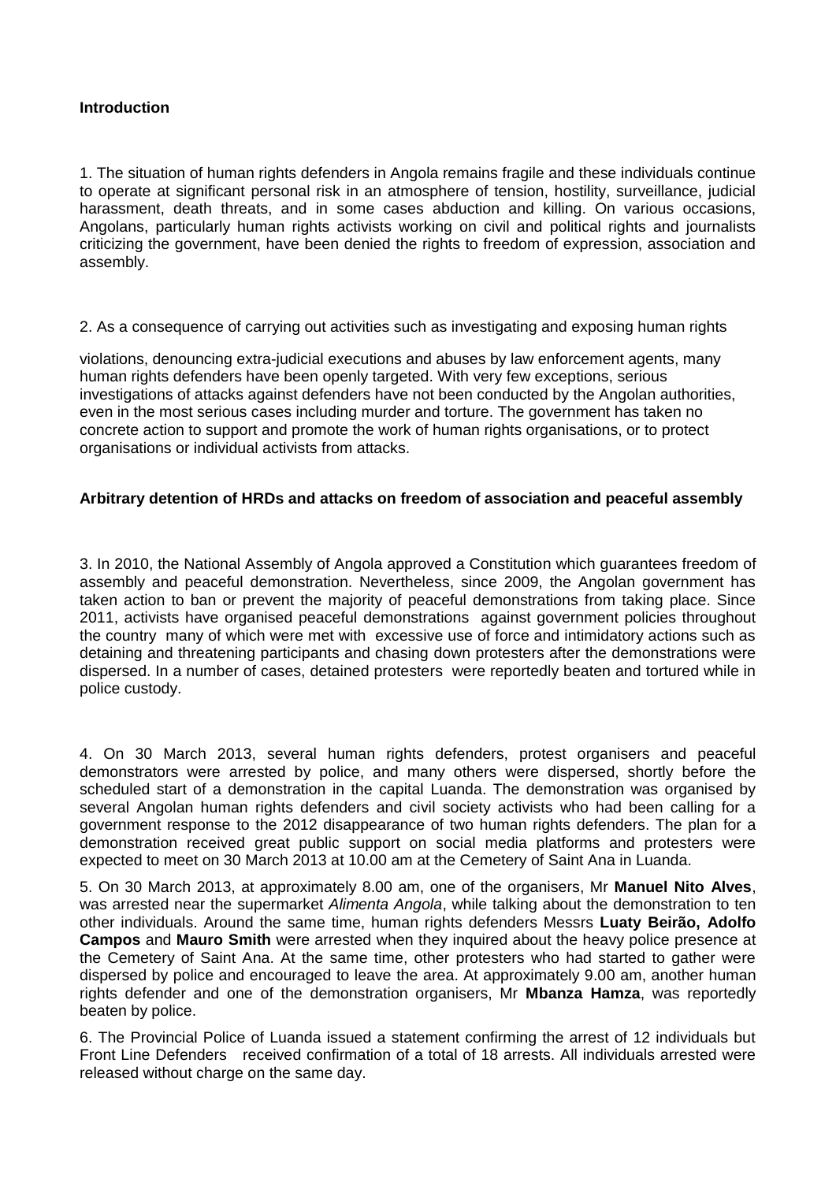**Introduction**

1. The situation of human rights defenders in Angola remains fragile and these individuals continue to operate at significant personal risk in an atmosphere of tension, hostility, surveillance, judicial harassment, death threats, and in some cases abduction and killing. On various occasions, Angolans, particularly human rights activists working on civil and political rights and journalists criticizing the government, have been denied the rights to freedom of expression, association and assembly.

2. As a consequence of carrying out activities such as investigating and exposing human rights violations, denouncing extra-judicial executions and abuses by law enforcement agents, many human rights defenders have been openly targeted. With very few exceptions, serious investigations of attacks against defenders have not been conducted by the Angolan authorities, even in the most serious cases including murder and torture. The government has taken no concrete action to support and promote the work of human rights organisations, or to protect organisations or individual activists from attacks.

**Arbitrary detention of HRDs and attacks on freedom of association and peaceful assembly**

3. In 2010, the National Assembly of Angola approved a Constitution which guarantees freedom of assembly and peaceful demonstration. Nevertheless, since 2009, the Angolan government has taken action to ban or prevent the majority of peaceful demonstrations from taking place. Since 2011, activists have organised peaceful demonstrations against government policies throughout the country many of which were met with excessive use of force and intimidatory actions such as detaining and threatening participants and chasing down protesters after the demonstrations were dispersed. In a number of cases, detained protesters were reportedly beaten and tortured while in police custody.

4. On 30 March 2013, several human rights defenders, protest organisers and peaceful demonstrators were arrested by police, and many others were dispersed, shortly before the scheduled start of a demonstration in the capital Luanda. The demonstration was organised by several Angolan human rights defenders and civil society activists who had been calling for a government response to the 2012 disappearance of two human rights defenders. The plan for a demonstration received great public support on social media platforms and protesters were expected to meet on 30 March 2013 at 10.00 am at the Cemetery of Saint Ana in Luanda.

5. On 30 March 2013, at approximately 8.00 am, one of the organisers, Mr **Manuel Nito Alves**, was arrested near the supermarket *Alimenta Angola*, while talking about the demonstration to ten other individuals. Around the same time, human rights defenders Messrs **Luaty Beirão, Adolfo Campos** and **Mauro Smith** were arrested when they inquired about the heavy police presence at the Cemetery of Saint Ana. At the same time, other protesters who had started to gather were dispersed by police and encouraged to leave the area. At approximately 9.00 am, another human rights defender and one of the demonstration organisers, Mr **Mbanza Hamza**, was reportedly beaten by police.

6. The Provincial Police of Luanda issued a statement confirming the arrest of 12 individuals but Front Line Defenders received confirmation of a total of 18 arrests. All individuals arrested were released without charge on the same day.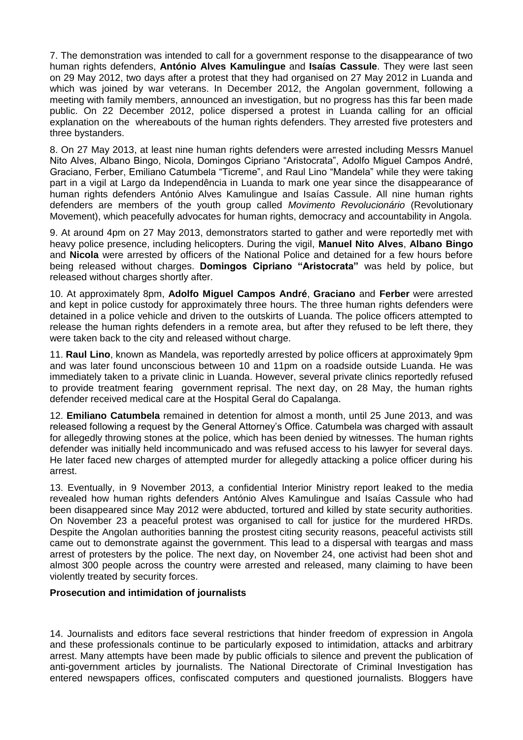7. The demonstration was intended to call for a government response to the disappearance of two human rights defenders, **António Alves Kamulingue** and **Isaías Cassule**. They were last seen on 29 May 2012, two days after a protest that they had organised on 27 May 2012 in Luanda and which was joined by war veterans. In December 2012, the Angolan government, following a meeting with family members, announced an investigation, but no progress has this far been made public. On 22 December 2012, police dispersed a protest in Luanda calling for an official explanation on the whereabouts of the human rights defenders. They arrested five protesters and three bystanders.

8. On 27 May 2013, at least nine human rights defenders were arrested including Messrs Manuel Nito Alves, Albano Bingo, Nicola, Domingos Cipriano "Aristocrata", Adolfo Miguel Campos André, Graciano, Ferber, Emiliano Catumbela "Ticreme", and Raul Lino "Mandela" while they were taking part in a vigil at Largo da Independência in Luanda to mark one year since the disappearance of human rights defenders António Alves Kamulingue and Isaías Cassule. All nine human rights defenders are members of the youth group called *Movimento Revolucionário* (Revolutionary Movement), which peacefully advocates for human rights, democracy and accountability in Angola.

9. At around 4pm on 27 May 2013, demonstrators started to gather and were reportedly met with heavy police presence, including helicopters. During the vigil, **Manuel Nito Alves**, **Albano Bingo** and **Nicola** were arrested by officers of the National Police and detained for a few hours before being released without charges. **Domingos Cipriano "Aristocrata"** was held by police, but released without charges shortly after.

10. At approximately 8pm, **Adolfo Miguel Campos André**, **Graciano** and **Ferber** were arrested and kept in police custody for approximately three hours. The three human rights defenders were detained in a police vehicle and driven to the outskirts of Luanda. The police officers attempted to release the human rights defenders in a remote area, but after they refused to be left there, they were taken back to the city and released without charge.

11. **Raul Lino**, known as Mandela, was reportedly arrested by police officers at approximately 9pm and was later found unconscious between 10 and 11pm on a roadside outside Luanda. He was immediately taken to a private clinic in Luanda. However, several private clinics reportedly refused to provide treatment fearing government reprisal. The next day, on 28 May, the human rights defender received medical care at the Hospital Geral do Capalanga.

12. **Emiliano Catumbela** remained in detention for almost a month, until 25 June 2013, and was released following a request by the General Attorney's Office. Catumbela was charged with assault for allegedly throwing stones at the police, which has been denied by witnesses. The human rights defender was initially held incommunicado and was refused access to his lawyer for several days. He later faced new charges of attempted murder for allegedly attacking a police officer during his arrest.

13. Eventually, in 9 November 2013, a confidential Interior Ministry report leaked to the media revealed how human rights defenders António Alves Kamulingue and Isaías Cassule who had been disappeared since May 2012 were abducted, tortured and killed by state security authorities. On November 23 a peaceful protest was organised to call for justice for the murdered HRDs. Despite the Angolan authorities banning the prostest citing security reasons, peaceful activists still came out to demonstrate against the government. This lead to a dispersal with teargas and mass arrest of protesters by the police. The next day, on November 24, one activist had been shot and almost 300 people across the country were arrested and released, many claiming to have been violently treated by security forces.

**Prosecution and intimidation of journalists**

14. Journalists and editors face several restrictions that hinder freedom of expression in Angola and these professionals continue to be particularly exposed to intimidation, attacks and arbitrary arrest. Many attempts have been made by public officials to silence and prevent the publication of anti-government articles by journalists. The National Directorate of Criminal Investigation has entered newspapers offices, confiscated computers and questioned journalists. Bloggers have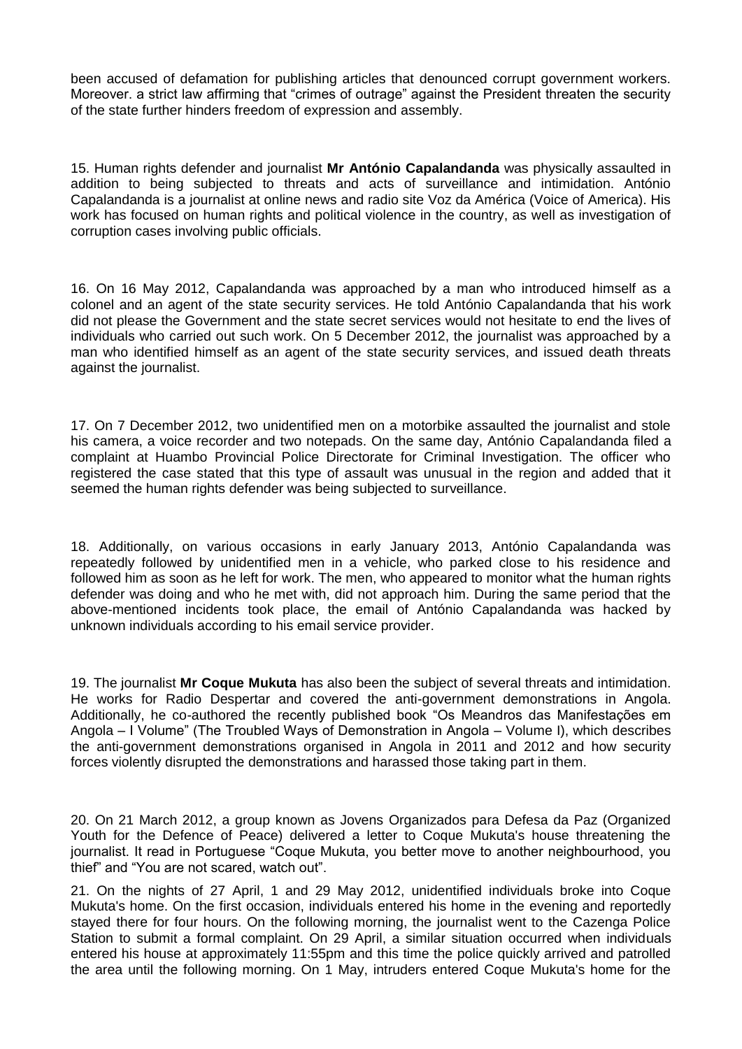been accused of defamation for publishing articles that denounced corrupt government workers. Moreover. a strict law affirming that "crimes of outrage" against the President threaten the security of the state further hinders freedom of expression and assembly.

15. Human rights defender and journalist **Mr António Capalandanda** was physically assaulted in addition to being subjected to threats and acts of surveillance and intimidation. António Capalandanda is a journalist at online news and radio site Voz da América (Voice of America). His work has focused on human rights and political violence in the country, as well as investigation of corruption cases involving public officials.

16. On 16 May 2012, Capalandanda was approached by a man who introduced himself as a colonel and an agent of the state security services. He told António Capalandanda that his work did not please the Government and the state secret services would not hesitate to end the lives of individuals who carried out such work. On 5 December 2012, the journalist was approached by a man who identified himself as an agent of the state security services, and issued death threats against the journalist.

17. On 7 December 2012, two unidentified men on a motorbike assaulted the journalist and stole his camera, a voice recorder and two notepads. On the same day, António Capalandanda filed a complaint at Huambo Provincial Police Directorate for Criminal Investigation. The officer who registered the case stated that this type of assault was unusual in the region and added that it seemed the human rights defender was being subjected to surveillance.

18. Additionally, on various occasions in early January 2013, António Capalandanda was repeatedly followed by unidentified men in a vehicle, who parked close to his residence and followed him as soon as he left for work. The men, who appeared to monitor what the human rights defender was doing and who he met with, did not approach him. During the same period that the above-mentioned incidents took place, the email of António Capalandanda was hacked by unknown individuals according to his email service provider.

19. The journalist **Mr Coque Mukuta** has also been the subject of several threats and intimidation. He works for Radio Despertar and covered the anti-government demonstrations in Angola. Additionally, he co-authored the recently published book "Os Meandros das Manifestações em Angola – I Volume" (The Troubled Ways of Demonstration in Angola – Volume I), which describes the anti-government demonstrations organised in Angola in 2011 and 2012 and how security forces violently disrupted the demonstrations and harassed those taking part in them.

20. On 21 March 2012, a group known as Jovens Organizados para Defesa da Paz (Organized Youth for the Defence of Peace) delivered a letter to Coque Mukuta's house threatening the journalist. It read in Portuguese "Coque Mukuta, you better move to another neighbourhood, you thief" and "You are not scared, watch out".

21. On the nights of 27 April, 1 and 29 May 2012, unidentified individuals broke into Coque Mukuta's home. On the first occasion, individuals entered his home in the evening and reportedly stayed there for four hours. On the following morning, the journalist went to the Cazenga Police Station to submit a formal complaint. On 29 April, a similar situation occurred when individuals entered his house at approximately 11:55pm and this time the police quickly arrived and patrolled the area until the following morning. On 1 May, intruders entered Coque Mukuta's home for the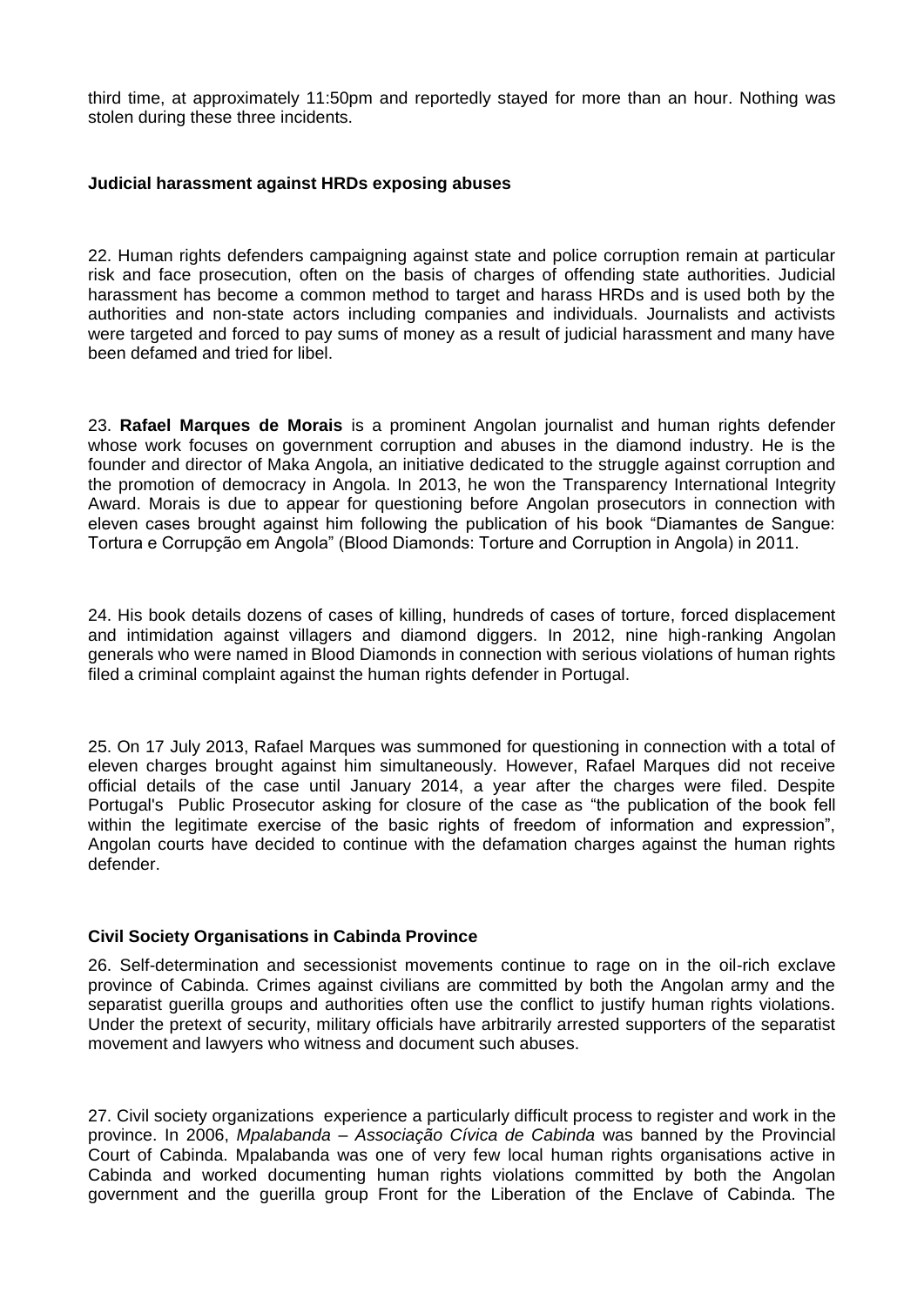third time, at approximately 11:50pm and reportedly stayed for more than an hour. Nothing was stolen during these three incidents.

**Judicial harassment against HRDs exposing abuses**

22. Human rights defenders campaigning against state and police corruption remain at particular risk and face prosecution, often on the basis of charges of offending state authorities. Judicial harassment has become a common method to target and harass HRDs and is used both by the authorities and non-state actors including companies and individuals. Journalists and activists were targeted and forced to pay sums of money as a result of judicial harassment and many have been defamed and tried for libel.

23. **Rafael Marques de Morais** is a prominent Angolan journalist and human rights defender whose work focuses on government corruption and abuses in the diamond industry. He is the founder and director of Maka Angola, an initiative dedicated to the struggle against corruption and the promotion of democracy in Angola. In 2013, he won the Transparency International Integrity Award. Morais is due to appear for questioning before Angolan prosecutors in connection with eleven cases brought against him following the publication of his book "Diamantes de Sangue: Tortura e Corrupção em Angola" (Blood Diamonds: Torture and Corruption in Angola) in 2011.

24. His book details dozens of cases of killing, hundreds of cases of torture, forced displacement and intimidation against villagers and diamond diggers. In 2012, nine high-ranking Angolan generals who were named in Blood Diamonds in connection with serious violations of human rights filed a criminal complaint against the human rights defender in Portugal.

25. On 17 July 2013, Rafael Marques was summoned for questioning in connection with a total of eleven charges brought against him simultaneously. However, Rafael Marques did not receive official details of the case until January 2014, a year after the charges were filed. Despite Portugal's Public Prosecutor asking for closure of the case as "the publication of the book fell within the legitimate exercise of the basic rights of freedom of information and expression", Angolan courts have decided to continue with the defamation charges against the human rights defender.

**Civil Society Organisations in Cabinda Province**

26. Self-determination and secessionist movements continue to rage on in the oil-rich exclave province of Cabinda. Crimes against civilians are committed by both the Angolan army and the separatist guerilla groups and authorities often use the conflict to justify human rights violations. Under the pretext of security, military officials have arbitrarily arrested supporters of the separatist movement and lawyers who witness and document such abuses.

27. Civil society organizations experience a particularly difficult process to register and work in the province. In 2006, *Mpalabanda – Associação Cívica de Cabinda* was banned by the Provincial Court of Cabinda. Mpalabanda was one of very few local human rights organisations active in Cabinda and worked documenting human rights violations committed by both the Angolan government and the guerilla group Front for the Liberation of the Enclave of Cabinda. The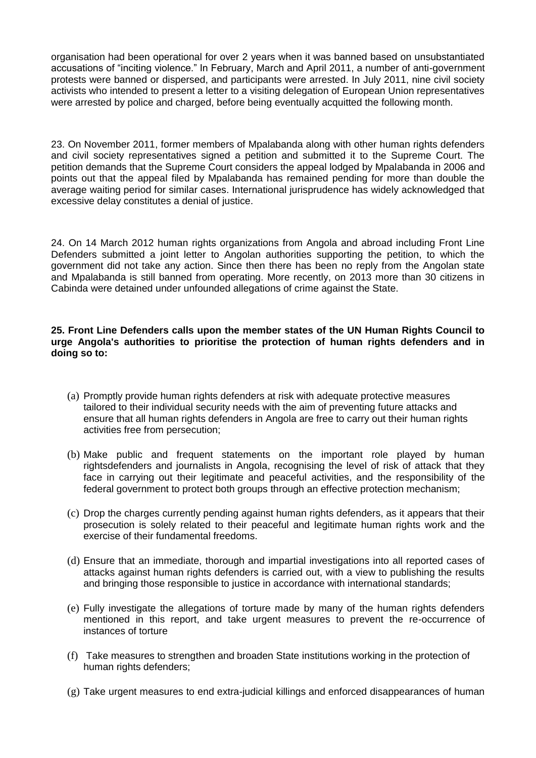organisation had been operational for over 2 years when it was banned based on unsubstantiated accusations of "inciting violence." In February, March and April 2011, a number of anti-government protests were banned or dispersed, and participants were arrested. In July 2011, nine civil society activists who intended to present a letter to a visiting delegation of European Union representatives were arrested by police and charged, before being eventually acquitted the following month.

23. On November 2011, former members of Mpalabanda along with other human rights defenders and civil society representatives signed a petition and submitted it to the Supreme Court. The petition demands that the Supreme Court considers the appeal lodged by Mpalabanda in 2006 and points out that the appeal filed by Mpalabanda has remained pending for more than double the average waiting period for similar cases. International jurisprudence has widely acknowledged that excessive delay constitutes a denial of justice.

24. On 14 March 2012 human rights organizations from Angola and abroad including Front Line Defenders submitted a joint letter to Angolan authorities supporting the petition, to which the government did not take any action. Since then there has been no reply from the Angolan state and Mpalabanda is still banned from operating. More recently, on 2013 more than 30 citizens in Cabinda were detained under unfounded allegations of crime against the State.

**25. Front Line Defenders calls upon the member states of the UN Human Rights Council to urge Angola's authorities to prioritise the protection of human rights defenders and in doing so to:**

(a) Promptly provide human rights defenders at risk with adequate protective measures tailored to their individual security needs with the aim of preventing future attacks and ensure that all human rights defenders in Angola are free to carry out their human rights activities free from persecution;

(b) Make public and frequent statements on the important role played by human rightsdefenders and journalists in Angola, recognising the level of risk of attack that they face in carrying out their legitimate and peaceful activities, and the responsibility of the federal government to protect both groups through an effective protection mechanism;

(c) Drop the charges currently pending against human rights defenders, as it appears that their prosecution is solely related to their peaceful and legitimate human rights work and the exercise of their fundamental freedoms.

(d) Ensure that an immediate, thorough and impartial investigations into all reported cases of attacks against human rights defenders is carried out, with a view to publishing the results and bringing those responsible to justice in accordance with international standards;

(e) Fully investigate the allegations of torture made by many of the human rights defenders mentioned in this report, and take urgent measures to prevent the re-occurrence of instances of torture

(f) Take measures to strengthen and broaden State institutions working in the protection of human rights defenders;

(g) Take urgent measures to end extra-judicial killings and enforced disappearances of human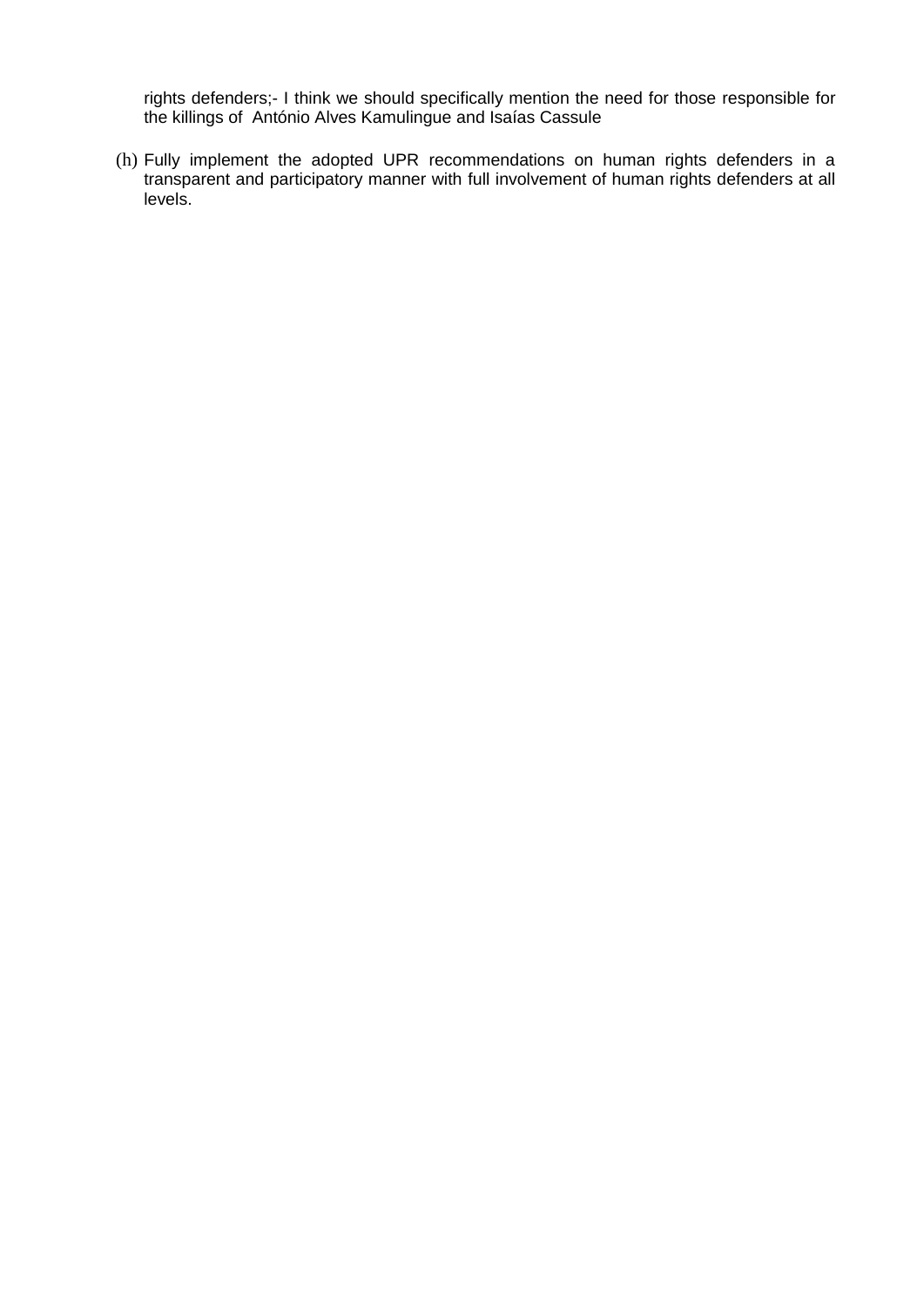rights defenders;- I think we should specifically mention the need for those responsible for the killings of António Alves Kamulingue and Isaías Cassule

(h) Fully implement the adopted UPR recommendations on human rights defenders in a transparent and participatory manner with full involvement of human rights defenders at all levels.